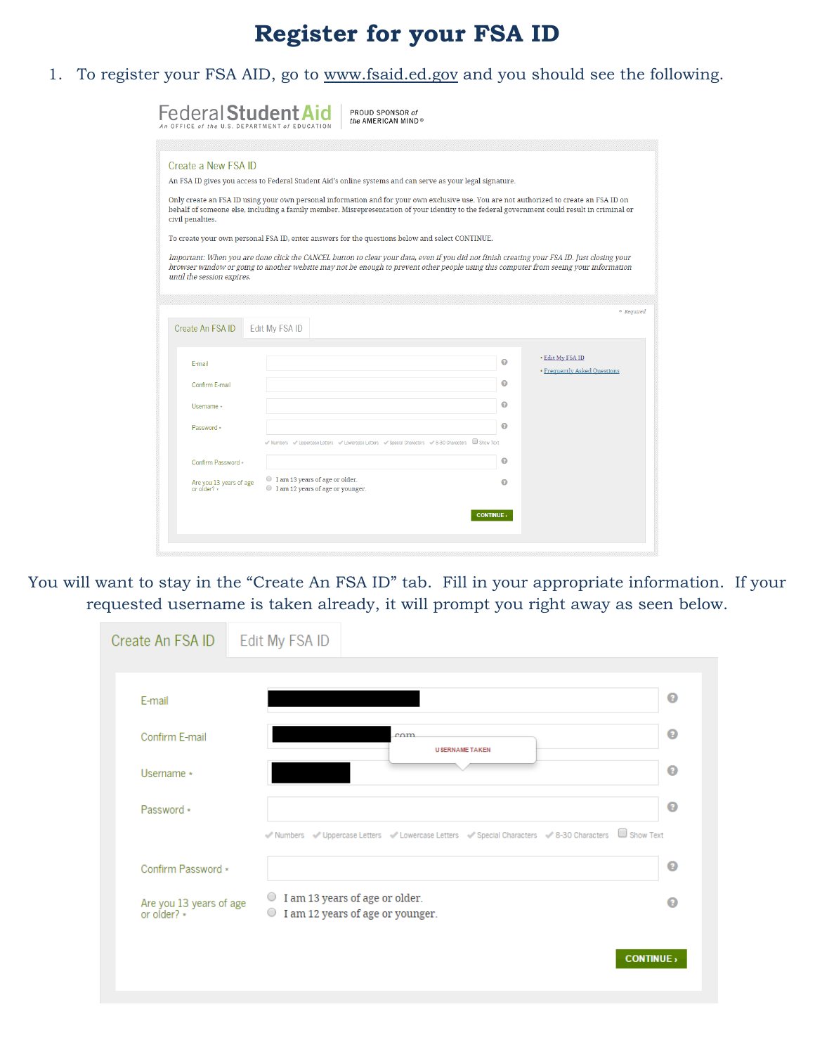# Register for your FSA ID

1. To register your FSA AID, go to www.fsaid.ed.gov and you should see the following.

Federal Student Aid — An OFFICE of the U.S. DEPARTMENT of EDUCATION | PROUD SPONSOR of the AMERICAN MIND®

Create a New FSA ID

An FSA ID gives you access to Federal Student Aid's online systems and can serve as your legal signature.

Only create an FSA ID using your own personal information and for your own exclusive use. You are not authorized to create an FSA ID on behalf of someone else, including a family member. Misrepresentation of your identity to the federal government could result in criminal or civil penalties.

To create your own personal FSA ID, enter answers for the questions below and select CONTINUE.

*Important: When you are done click the CANCEL button to clear your data, even if you did not finish creating your FSA ID. Just closing your browser window or going to another website may not be enough to prevent other people using this computer from seeing your information until the session expires.*

\* Required

Create An FSA ID | Edit My FSA ID

- E-mail
- Confirm E-mail
- Username *
- Password *
  - Numbers, Uppercase Letters, Lowercase Letters, Special Characters, 8-30 Characters, Show Text
- Confirm Password *
- Are you 13 years of age or older? *
  - I am 13 years of age or older.
  - I am 12 years of age or younger.

CONTINUE ›

- Edit My FSA ID
- Frequently Asked Questions

You will want to stay in the "Create An FSA ID" tab. Fill in your appropriate information. If your requested username is taken already, it will prompt you right away as seen below.

Create An FSA ID | Edit My FSA ID

- E-mail
- Confirm E-mail — .com
- Username * — USERNAME TAKEN
- Password *
  - Numbers, Uppercase Letters, Lowercase Letters, Special Characters, 8-30 Characters, Show Text
- Confirm Password *
- Are you 13 years of age or older? *
  - I am 13 years of age or older.
  - I am 12 years of age or younger.

CONTINUE ›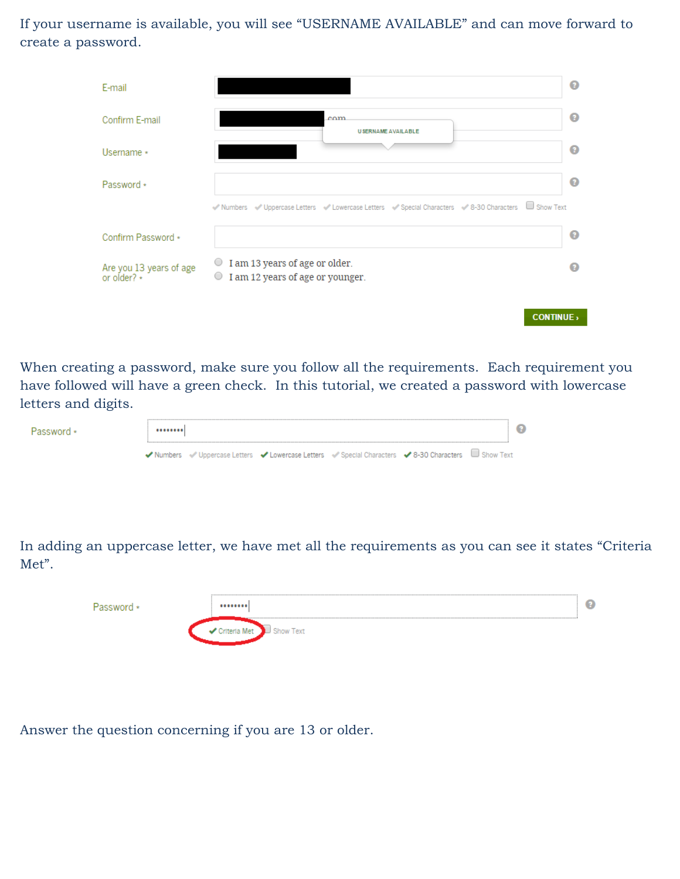If your username is available, you will see "USERNAME AVAILABLE" and can move forward to create a password.

E-mail

Confirm E-mail

USERNAME AVAILABLE

Username *

Password *

Numbers Uppercase Letters Lowercase Letters Special Characters 8-30 Characters Show Text

Confirm Password *

Are you 13 years of age or older? *

I am 13 years of age or older.

I am 12 years of age or younger.

CONTINUE ›

When creating a password, make sure you follow all the requirements. Each requirement you have followed will have a green check. In this tutorial, we created a password with lowercase letters and digits.

Password *

Numbers Uppercase Letters Lowercase Letters Special Characters 8-30 Characters Show Text

In adding an uppercase letter, we have met all the requirements as you can see it states "Criteria Met".

Password *

Criteria Met Show Text

Answer the question concerning if you are 13 or older.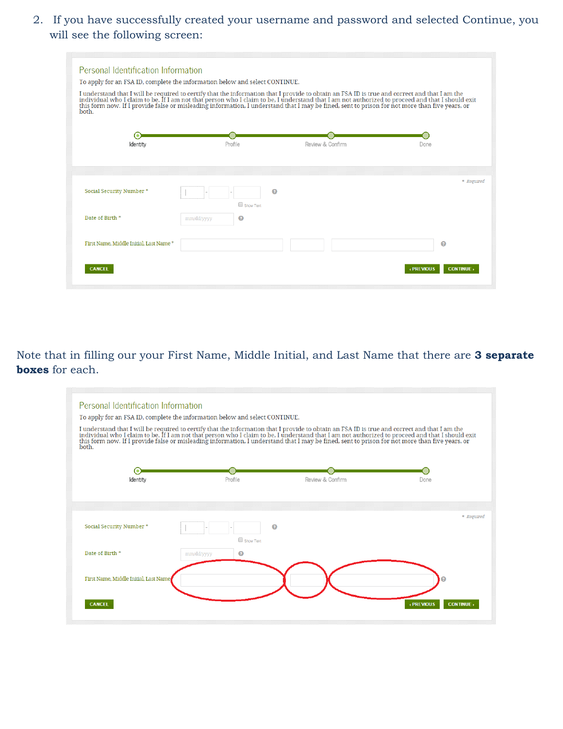2. If you have successfully created your username and password and selected Continue, you will see the following screen:

Personal Identification Information

To apply for an FSA ID, complete the information below and select CONTINUE.

I understand that I will be required to certify that the information that I provide to obtain an FSA ID is true and correct and that I am the individual who I claim to be. If I am not that person who I claim to be, I understand that I am not authorized to proceed and that I should exit this form now. If I provide false or misleading information, I understand that I may be fined, sent to prison for not more than five years, or both.

Identity — Profile — Review & Confirm — Done

\* Required

Social Security Number \*

Show Text

Date of Birth \*

mm/dd/yyyy

First Name, Middle Initial, Last Name \*

CANCEL ‹ PREVIOUS CONTINUE ›

Note that in filling our your First Name, Middle Initial, and Last Name that there are **3 separate boxes** for each.

Personal Identification Information

To apply for an FSA ID, complete the information below and select CONTINUE.

I understand that I will be required to certify that the information that I provide to obtain an FSA ID is true and correct and that I am the individual who I claim to be. If I am not that person who I claim to be, I understand that I am not authorized to proceed and that I should exit this form now. If I provide false or misleading information, I understand that I may be fined, sent to prison for not more than five years, or both.

Identity — Profile — Review & Confirm — Done

\* Required

Social Security Number \*

Show Text

Date of Birth \*

mm/dd/yyyy

First Name, Middle Initial, Last Name

CANCEL ‹ PREVIOUS CONTINUE ›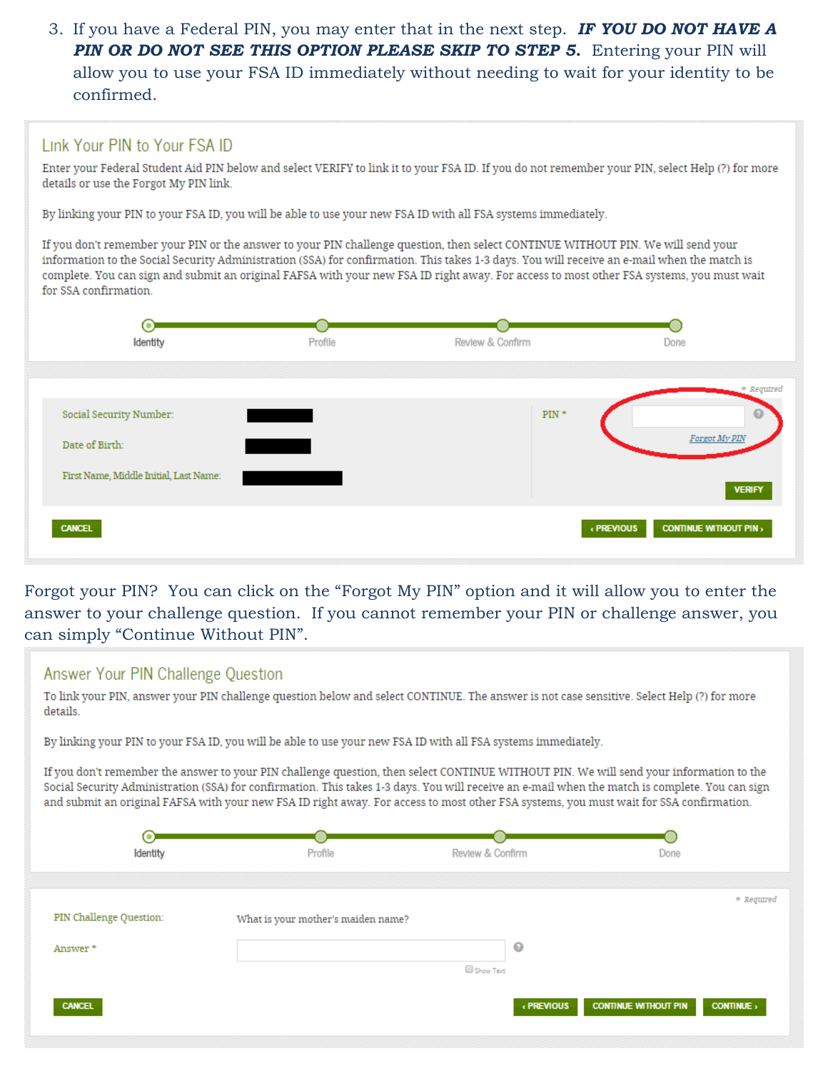3. If you have a Federal PIN, you may enter that in the next step. ***IF YOU DO NOT HAVE A PIN OR DO NOT SEE THIS OPTION PLEASE SKIP TO STEP 5.*** Entering your PIN will allow you to use your FSA ID immediately without needing to wait for your identity to be confirmed.

## Link Your PIN to Your FSA ID

Enter your Federal Student Aid PIN below and select VERIFY to link it to your FSA ID. If you do not remember your PIN, select Help (?) for more details or use the Forgot My PIN link.

By linking your PIN to your FSA ID, you will be able to use your new FSA ID with all FSA systems immediately.

If you don't remember your PIN or the answer to your PIN challenge question, then select CONTINUE WITHOUT PIN. We will send your information to the Social Security Administration (SSA) for confirmation. This takes 1-3 days. You will receive an e-mail when the match is complete. You can sign and submit an original FAFSA with your new FSA ID right away. For access to most other FSA systems, you must wait for SSA confirmation.

Identity — Profile — Review & Confirm — Done

\* Required

Social Security Number:

Date of Birth:

First Name, Middle Initial, Last Name:

PIN \*

Forgot My PIN

VERIFY

CANCEL ‹ PREVIOUS CONTINUE WITHOUT PIN ›

Forgot your PIN? You can click on the "Forgot My PIN" option and it will allow you to enter the answer to your challenge question. If you cannot remember your PIN or challenge answer, you can simply "Continue Without PIN".

## Answer Your PIN Challenge Question

To link your PIN, answer your PIN challenge question below and select CONTINUE. The answer is not case sensitive. Select Help (?) for more details.

By linking your PIN to your FSA ID, you will be able to use your new FSA ID with all FSA systems immediately.

If you don't remember the answer to your PIN challenge question, then select CONTINUE WITHOUT PIN. We will send your information to the Social Security Administration (SSA) for confirmation. This takes 1-3 days. You will receive an e-mail when the match is complete. You can sign and submit an original FAFSA with your new FSA ID right away. For access to most other FSA systems, you must wait for SSA confirmation.

Identity — Profile — Review & Confirm — Done

\* Required

PIN Challenge Question: What is your mother's maiden name?

Answer \*

Show Text

CANCEL ‹ PREVIOUS CONTINUE WITHOUT PIN CONTINUE ›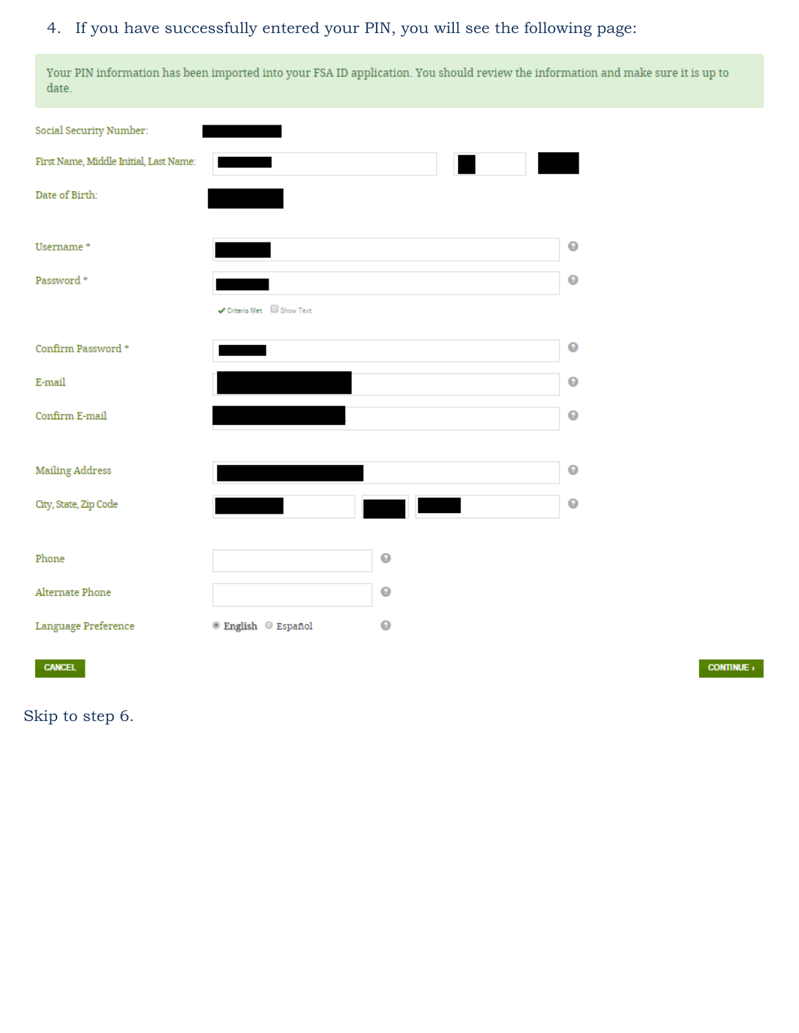4. If you have successfully entered your PIN, you will see the following page:

Your PIN information has been imported into your FSA ID application. You should review the information and make sure it is up to date.

Social Security Number:

First Name, Middle Initial, Last Name:

Date of Birth:

Username *

Password *

Criteria Met Show Text

Confirm Password *

E-mail

Confirm E-mail

Mailing Address

City, State, Zip Code

Phone

Alternate Phone

Language Preference English Español

CANCEL CONTINUE ›

Skip to step 6.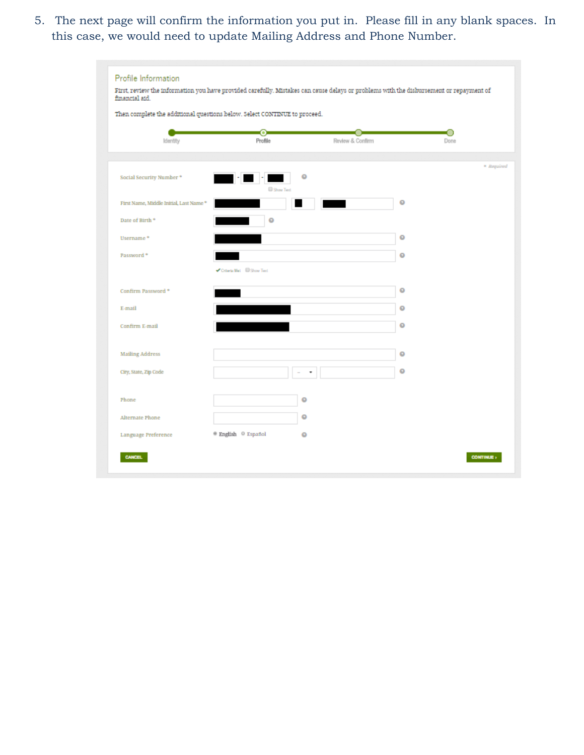5. The next page will confirm the information you put in. Please fill in any blank spaces. In this case, we would need to update Mailing Address and Phone Number.

Profile Information

First, review the information you have provided carefully. Mistakes can cause delays or problems with the disbursement or repayment of financial aid.

Then complete the additional questions below. Select CONTINUE to proceed.

Identity — Profile — Review & Confirm — Done

* Required

Social Security Number *

Show Text

First Name, Middle Initial, Last Name *

Date of Birth *

Username *

Password *

Criteria Met Show Text

Confirm Password *

E-mail

Confirm E-mail

Mailing Address

City, State, Zip Code

Phone

Alternate Phone

Language Preference English Español

CANCEL CONTINUE ›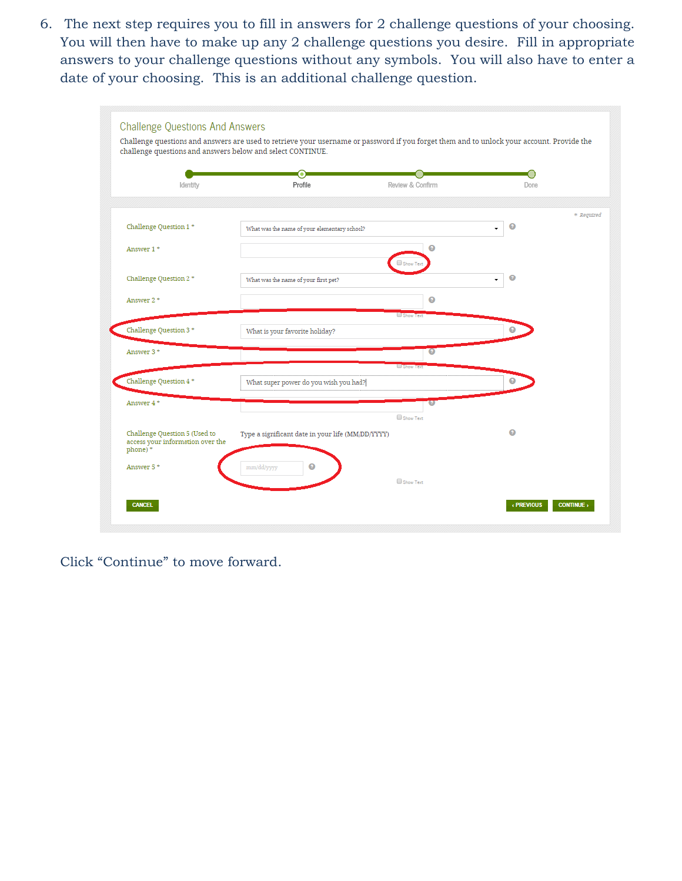6. The next step requires you to fill in answers for 2 challenge questions of your choosing. You will then have to make up any 2 challenge questions you desire. Fill in appropriate answers to your challenge questions without any symbols. You will also have to enter a date of your choosing. This is an additional challenge question.

## Challenge Questions And Answers

Challenge questions and answers are used to retrieve your username or password if you forget them and to unlock your account. Provide the challenge questions and answers below and select CONTINUE.

Identity — Profile — Review & Confirm — Done

*\* Required*

Challenge Question 1 * — What was the name of your elementary school?

Answer 1 * — Show Text

Challenge Question 2 * — What was the name of your first pet?

Answer 2 * — Show Text

Challenge Question 3 * — What is your favorite holiday?

Answer 3 * — Show Text

Challenge Question 4 * — What super power do you wish you had?

Answer 4 * — Show Text

Challenge Question 5 (Used to access your information over the phone) * — Type a significant date in your life (MM/DD/YYYY)

Answer 5 * — mm/dd/yyyy — Show Text

CANCEL | ‹ PREVIOUS | CONTINUE ›

Click "Continue" to move forward.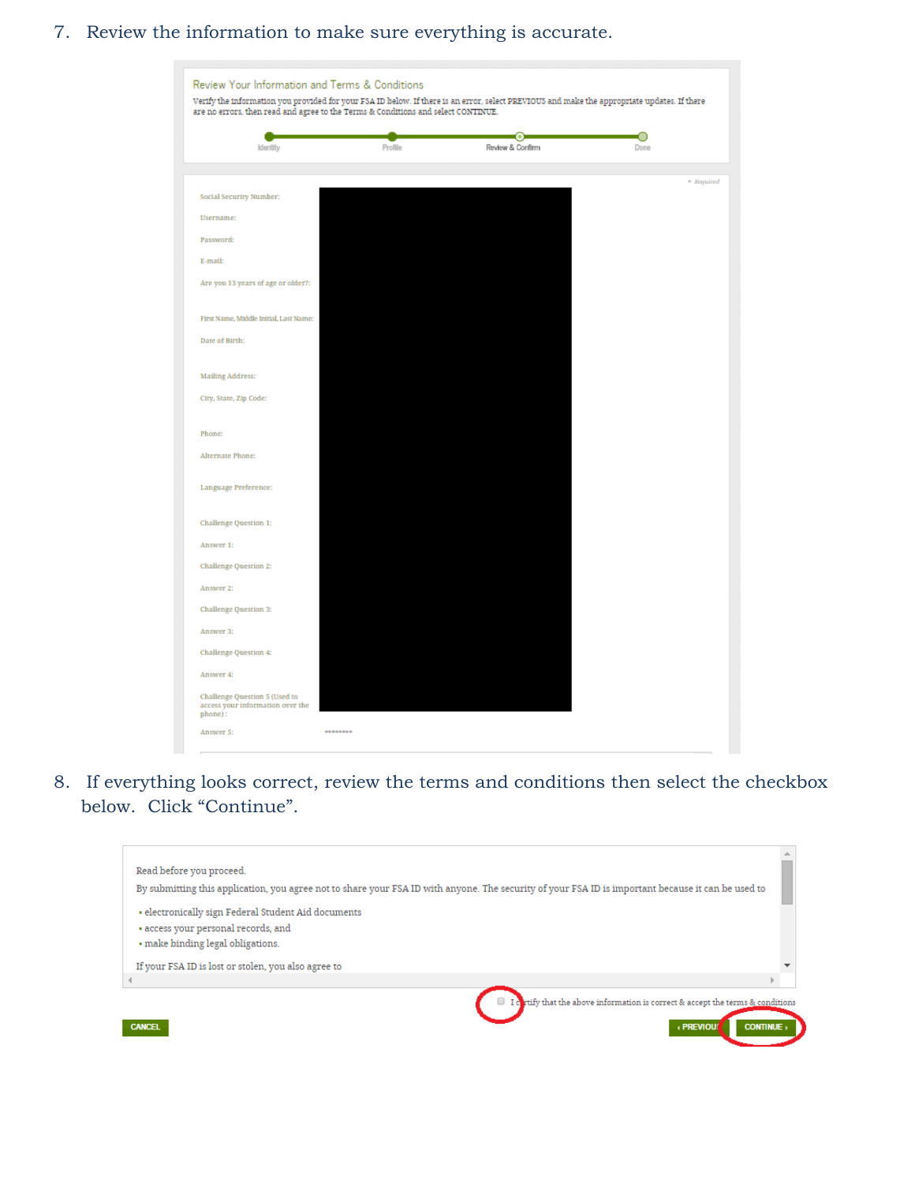7. Review the information to make sure everything is accurate.

Review Your Information and Terms & Conditions

Verify the information you provided for your FSA ID below. If there is an error, select PREVIOUS and make the appropriate updates. If there are no errors, then read and agree to the Terms & Conditions and select CONTINUE.

Identity | Profile | Review & Confirm | Done

* Required

Social Security Number:

Username:

Password:

E-mail:

Are you 13 years of age or older?:

First Name, Middle Initial, Last Name:

Date of Birth:

Mailing Address:

City, State, Zip Code:

Phone:

Alternate Phone:

Language Preference:

Challenge Question 1:

Answer 1:

Challenge Question 2:

Answer 2:

Challenge Question 3:

Answer 3:

Challenge Question 4:

Answer 4:

Challenge Question 5 (Used to access your information over the phone):

Answer 5: ********

8. If everything looks correct, review the terms and conditions then select the checkbox below. Click "Continue".

Read before you proceed.

By submitting this application, you agree not to share your FSA ID with anyone. The security of your FSA ID is important because it can be used to

- electronically sign Federal Student Aid documents
- access your personal records, and
- make binding legal obligations.

If your FSA ID is lost or stolen, you also agree to

I certify that the above information is correct & accept the terms & conditions

CANCEL | ‹ PREVIOUS | CONTINUE ›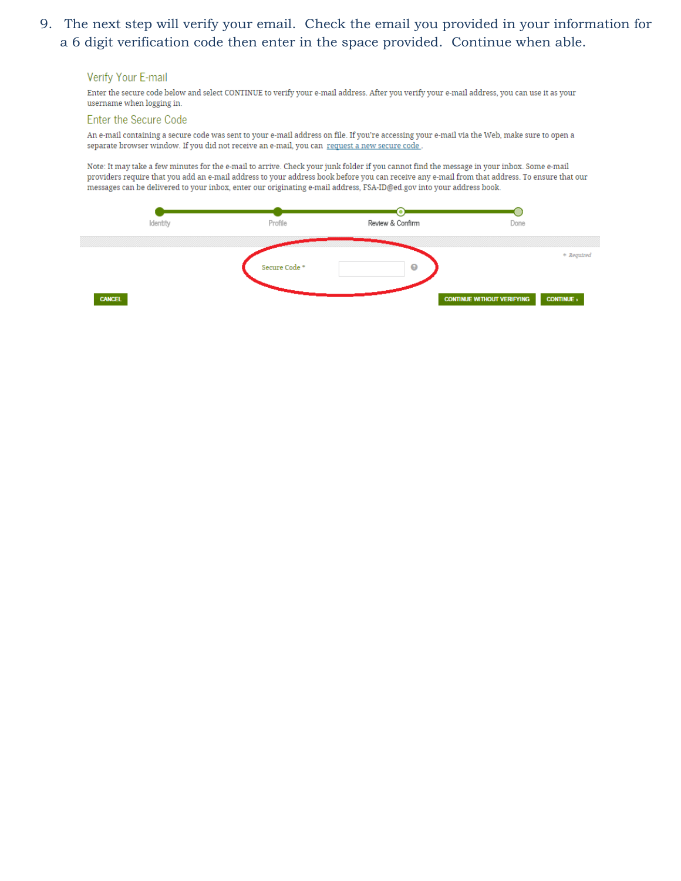9. The next step will verify your email. Check the email you provided in your information for a 6 digit verification code then enter in the space provided. Continue when able.

## Verify Your E-mail

Enter the secure code below and select CONTINUE to verify your e-mail address. After you verify your e-mail address, you can use it as your username when logging in.

## Enter the Secure Code

An e-mail containing a secure code was sent to your e-mail address on file. If you're accessing your e-mail via the Web, make sure to open a separate browser window. If you did not receive an e-mail, you can request a new secure code .

Note: It may take a few minutes for the e-mail to arrive. Check your junk folder if you cannot find the message in your inbox. Some e-mail providers require that you add an e-mail address to your address book before you can receive any e-mail from that address. To ensure that our messages can be delivered to your inbox, enter our originating e-mail address, FSA-ID@ed.gov into your address book.

Identity — Profile — Review & Confirm — Done

* Required

Secure Code *

CANCEL | CONTINUE WITHOUT VERIFYING | CONTINUE ›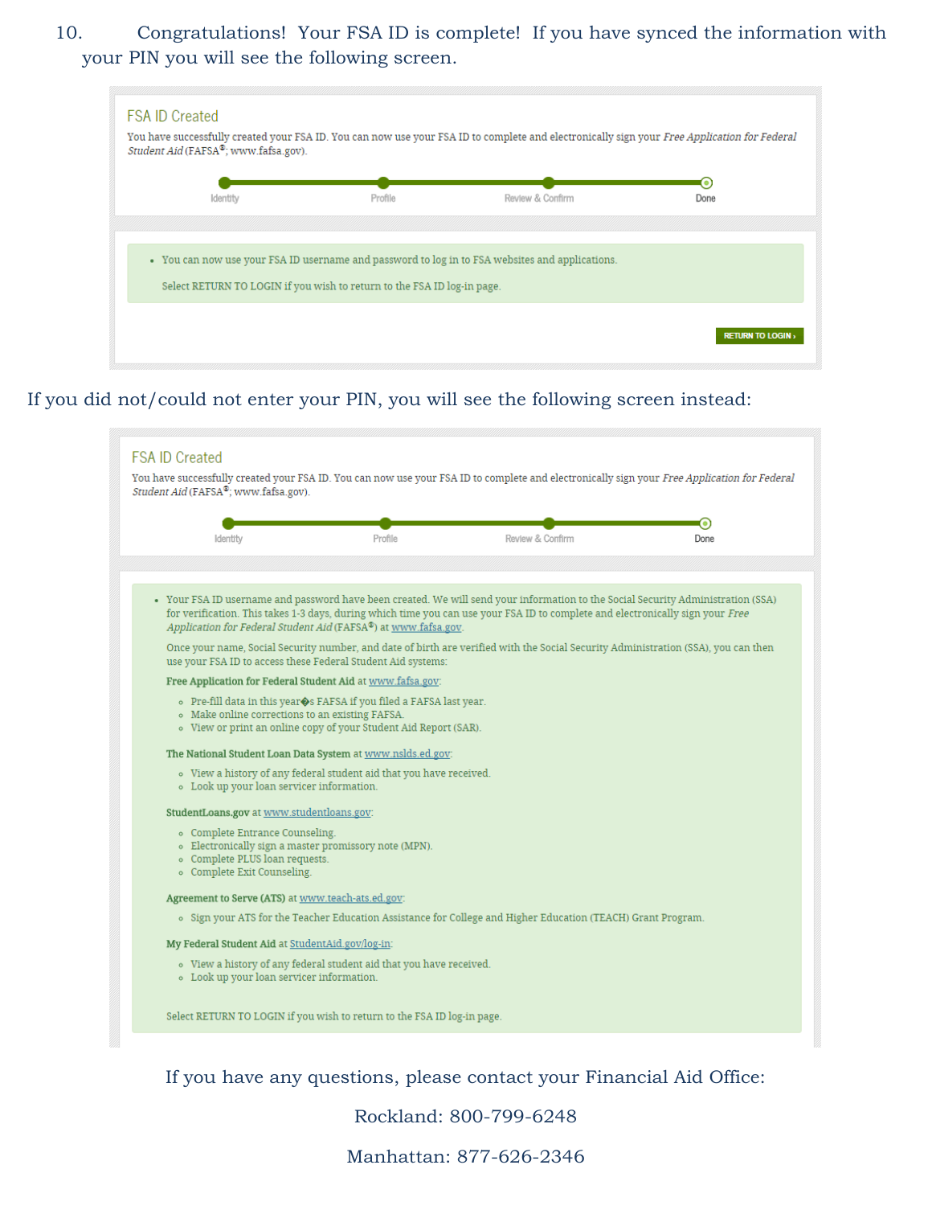10. Congratulations! Your FSA ID is complete! If you have synced the information with your PIN you will see the following screen.

FSA ID Created

You have successfully created your FSA ID. You can now use your FSA ID to complete and electronically sign your *Free Application for Federal Student Aid* (FAFSA®; www.fafsa.gov).

Identity — Profile — Review & Confirm — Done

- You can now use your FSA ID username and password to log in to FSA websites and applications.

  Select RETURN TO LOGIN if you wish to return to the FSA ID log-in page.

RETURN TO LOGIN ›

If you did not/could not enter your PIN, you will see the following screen instead:

FSA ID Created

You have successfully created your FSA ID. You can now use your FSA ID to complete and electronically sign your *Free Application for Federal Student Aid* (FAFSA®; www.fafsa.gov).

Identity — Profile — Review & Confirm — Done

- Your FSA ID username and password have been created. We will send your information to the Social Security Administration (SSA) for verification. This takes 1-3 days, during which time you can use your FSA ID to complete and electronically sign your *Free Application for Federal Student Aid* (FAFSA®) at www.fafsa.gov.

  Once your name, Social Security number, and date of birth are verified with the Social Security Administration (SSA), you can then use your FSA ID to access these Federal Student Aid systems:

  **Free Application for Federal Student Aid** at www.fafsa.gov:
  - Pre-fill data in this year�s FAFSA if you filed a FAFSA last year.
  - Make online corrections to an existing FAFSA.
  - View or print an online copy of your Student Aid Report (SAR).

  **The National Student Loan Data System** at www.nslds.ed.gov:
  - View a history of any federal student aid that you have received.
  - Look up your loan servicer information.

  **StudentLoans.gov** at www.studentloans.gov:
  - Complete Entrance Counseling.
  - Electronically sign a master promissory note (MPN).
  - Complete PLUS loan requests.
  - Complete Exit Counseling.

  **Agreement to Serve (ATS)** at www.teach-ats.ed.gov:
  - Sign your ATS for the Teacher Education Assistance for College and Higher Education (TEACH) Grant Program.

  **My Federal Student Aid** at StudentAid.gov/log-in:
  - View a history of any federal student aid that you have received.
  - Look up your loan servicer information.

  Select RETURN TO LOGIN if you wish to return to the FSA ID log-in page.

If you have any questions, please contact your Financial Aid Office:

Rockland: 800-799-6248

Manhattan: 877-626-2346